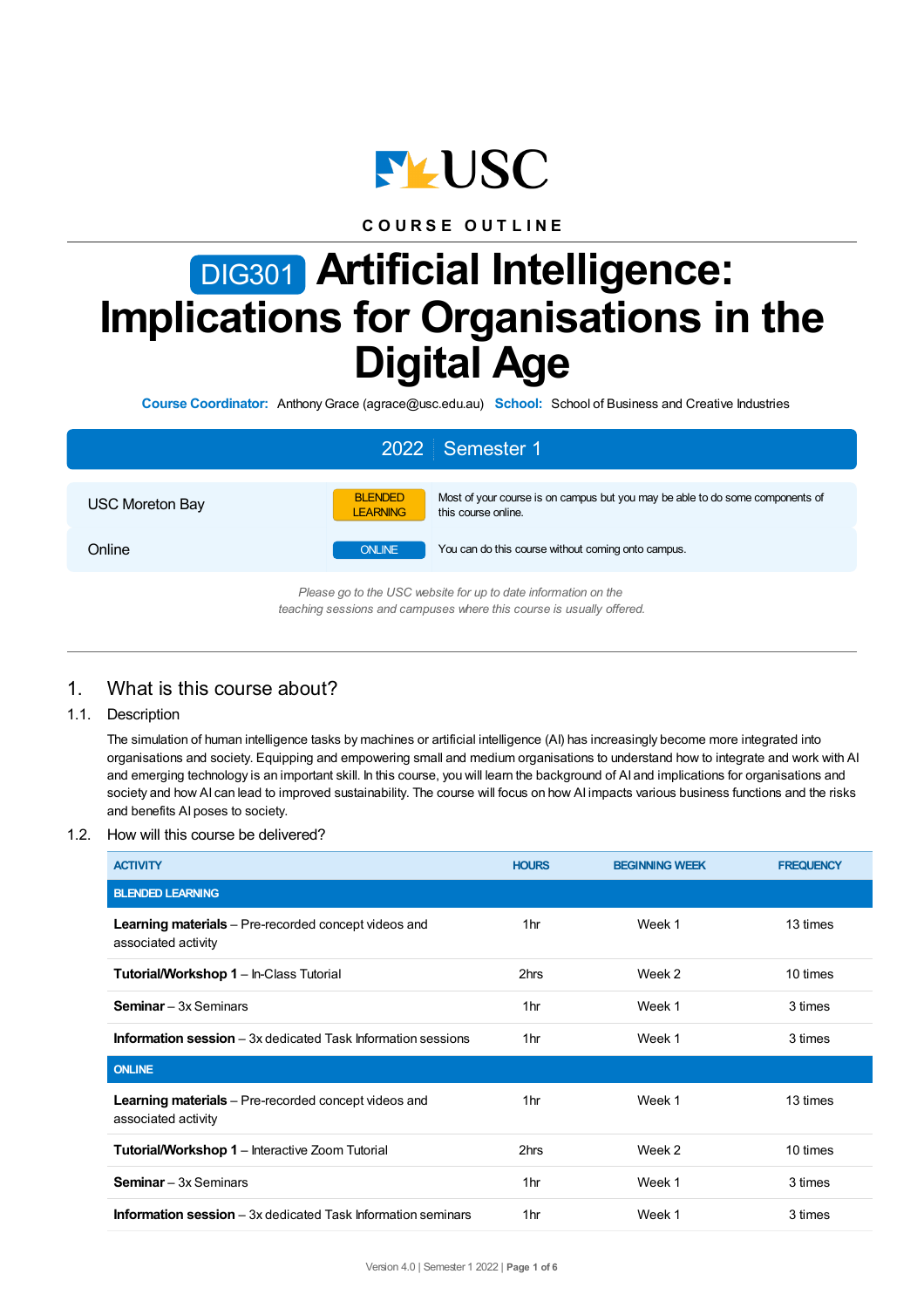USC

**COURSE OUTLINE**

# DIG301 Artificial Intelligence: Implications for Organisations in the Digital Age

**Course Coordinator:** Anthony Grace (agrace@usc.edu.au) **School:** School of Business and Creative Industries

## 2022 | Semester 1

| | | |
|---|---|---|
| USC Moreton Bay | BLENDED LEARNING | Most of your course is on campus but you may be able to do some components of this course online. |
| Online | ONLINE | You can do this course without coming onto campus. |

*Please go to the USC website for up to date information on the teaching sessions and campuses where this course is usually offered.*

## 1. What is this course about?

### 1.1. Description

The simulation of human intelligence tasks by machines or artificial intelligence (AI) has increasingly become more integrated into organisations and society. Equipping and empowering small and medium organisations to understand how to integrate and work with AI and emerging technology is an important skill. In this course, you will learn the background of AI and implications for organisations and society and how AI can lead to improved sustainability. The course will focus on how AI impacts various business functions and the risks and benefits AI poses to society.

### 1.2. How will this course be delivered?

| ACTIVITY | HOURS | BEGINNING WEEK | FREQUENCY |
|---|---|---|---|
| **BLENDED LEARNING** | | | |
| **Learning materials** – Pre-recorded concept videos and associated activity | 1hr | Week 1 | 13 times |
| **Tutorial/Workshop 1** – In-Class Tutorial | 2hrs | Week 2 | 10 times |
| **Seminar** – 3x Seminars | 1hr | Week 1 | 3 times |
| **Information session** – 3x dedicated Task Information sessions | 1hr | Week 1 | 3 times |
| **ONLINE** | | | |
| **Learning materials** – Pre-recorded concept videos and associated activity | 1hr | Week 1 | 13 times |
| **Tutorial/Workshop 1** – Interactive Zoom Tutorial | 2hrs | Week 2 | 10 times |
| **Seminar** – 3x Seminars | 1hr | Week 1 | 3 times |
| **Information session** – 3x dedicated Task Information seminars | 1hr | Week 1 | 3 times |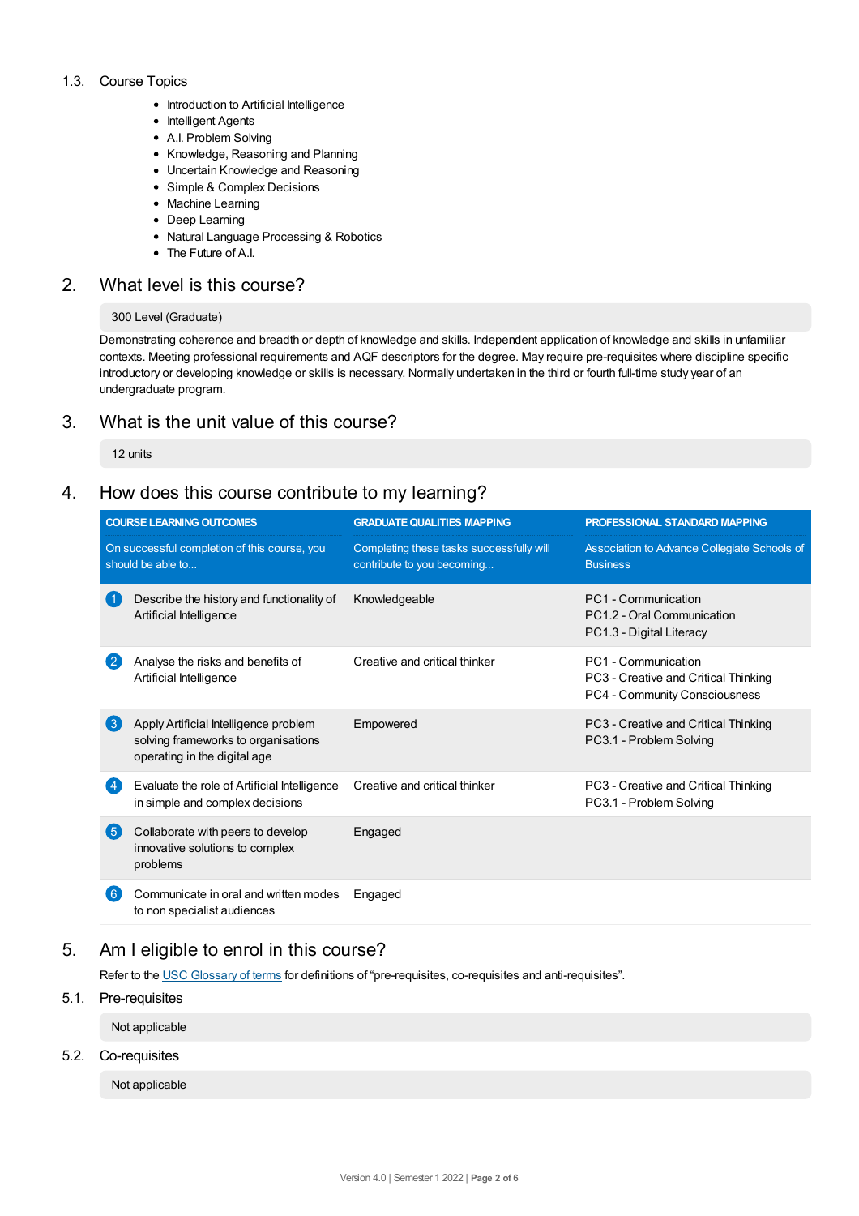### 1.3. Course Topics

- Introduction to Artificial Intelligence
- Intelligent Agents
- A.I. Problem Solving
- Knowledge, Reasoning and Planning
- Uncertain Knowledge and Reasoning
- Simple & Complex Decisions
- Machine Learning
- Deep Learning
- Natural Language Processing & Robotics
- The Future of A.I.

## 2. What level is this course?

300 Level (Graduate)

Demonstrating coherence and breadth or depth of knowledge and skills. Independent application of knowledge and skills in unfamiliar contexts. Meeting professional requirements and AQF descriptors for the degree. May require pre-requisites where discipline specific introductory or developing knowledge or skills is necessary. Normally undertaken in the third or fourth full-time study year of an undergraduate program.

## 3. What is the unit value of this course?

12 units

## 4. How does this course contribute to my learning?

| COURSE LEARNING OUTCOMES | GRADUATE QUALITIES MAPPING | PROFESSIONAL STANDARD MAPPING |
|---|---|---|
| On successful completion of this course, you should be able to... | Completing these tasks successfully will contribute to you becoming... | Association to Advance Collegiate Schools of Business |
| 1 Describe the history and functionality of Artificial Intelligence | Knowledgeable | PC1 - Communication<br>PC1.2 - Oral Communication<br>PC1.3 - Digital Literacy |
| 2 Analyse the risks and benefits of Artificial Intelligence | Creative and critical thinker | PC1 - Communication<br>PC3 - Creative and Critical Thinking<br>PC4 - Community Consciousness |
| 3 Apply Artificial Intelligence problem solving frameworks to organisations operating in the digital age | Empowered | PC3 - Creative and Critical Thinking<br>PC3.1 - Problem Solving |
| 4 Evaluate the role of Artificial Intelligence in simple and complex decisions | Creative and critical thinker | PC3 - Creative and Critical Thinking<br>PC3.1 - Problem Solving |
| 5 Collaborate with peers to develop innovative solutions to complex problems | Engaged | |
| 6 Communicate in oral and written modes to non specialist audiences | Engaged | |

## 5. Am I eligible to enrol in this course?

Refer to the USC Glossary of terms for definitions of "pre-requisites, co-requisites and anti-requisites".

### 5.1. Pre-requisites

Not applicable

### 5.2. Co-requisites

Not applicable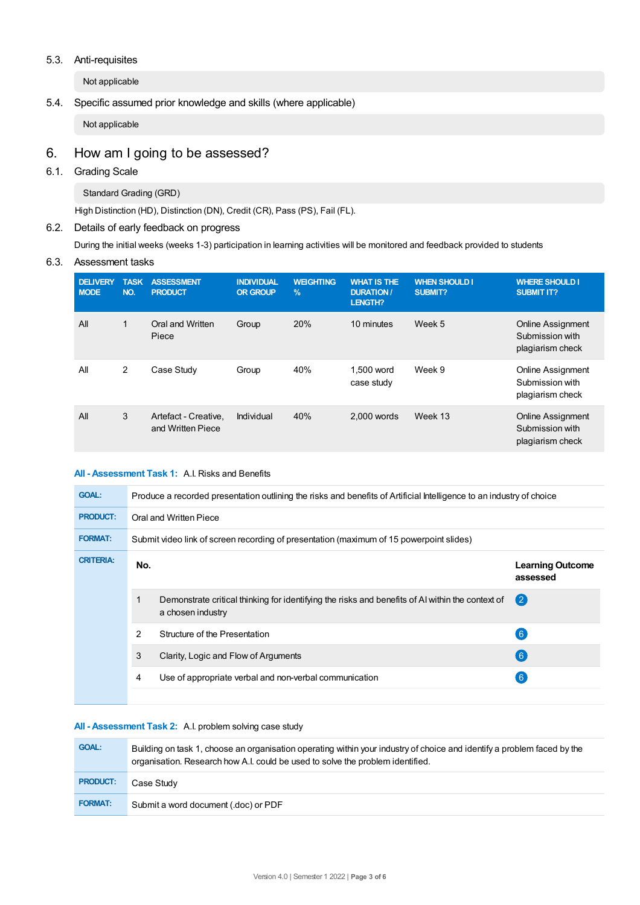### 5.3. Anti-requisites

Not applicable

### 5.4. Specific assumed prior knowledge and skills (where applicable)

Not applicable

## 6. How am I going to be assessed?

### 6.1. Grading Scale

Standard Grading (GRD)

High Distinction (HD), Distinction (DN), Credit (CR), Pass (PS), Fail (FL).

### 6.2. Details of early feedback on progress

During the initial weeks (weeks 1-3) participation in learning activities will be monitored and feedback provided to students

### 6.3. Assessment tasks

| DELIVERY MODE | TASK NO. | ASSESSMENT PRODUCT | INDIVIDUAL OR GROUP | WEIGHTING % | WHAT IS THE DURATION / LENGTH? | WHEN SHOULD I SUBMIT? | WHERE SHOULD I SUBMIT IT? |
|---|---|---|---|---|---|---|---|
| All | 1 | Oral and Written Piece | Group | 20% | 10 minutes | Week 5 | Online Assignment Submission with plagiarism check |
| All | 2 | Case Study | Group | 40% | 1,500 word case study | Week 9 | Online Assignment Submission with plagiarism check |
| All | 3 | Artefact - Creative, and Written Piece | Individual | 40% | 2,000 words | Week 13 | Online Assignment Submission with plagiarism check |

**All - Assessment Task 1:** A.I. Risks and Benefits

| | |
|---|---|
| **GOAL:** | Produce a recorded presentation outlining the risks and benefits of Artificial Intelligence to an industry of choice |
| **PRODUCT:** | Oral and Written Piece |
| **FORMAT:** | Submit video link of screen recording of presentation (maximum of 15 powerpoint slides) |

**CRITERIA:**

| No. | | Learning Outcome assessed |
|---|---|---|
| 1 | Demonstrate critical thinking for identifying the risks and benefits of AI within the context of a chosen industry | 2 |
| 2 | Structure of the Presentation | 6 |
| 3 | Clarity, Logic and Flow of Arguments | 6 |
| 4 | Use of appropriate verbal and non-verbal communication | 6 |

**All - Assessment Task 2:** A.I. problem solving case study

| | |
|---|---|
| **GOAL:** | Building on task 1, choose an organisation operating within your industry of choice and identify a problem faced by the organisation. Research how A.I. could be used to solve the problem identified. |
| **PRODUCT:** | Case Study |
| **FORMAT:** | Submit a word document (.doc) or PDF |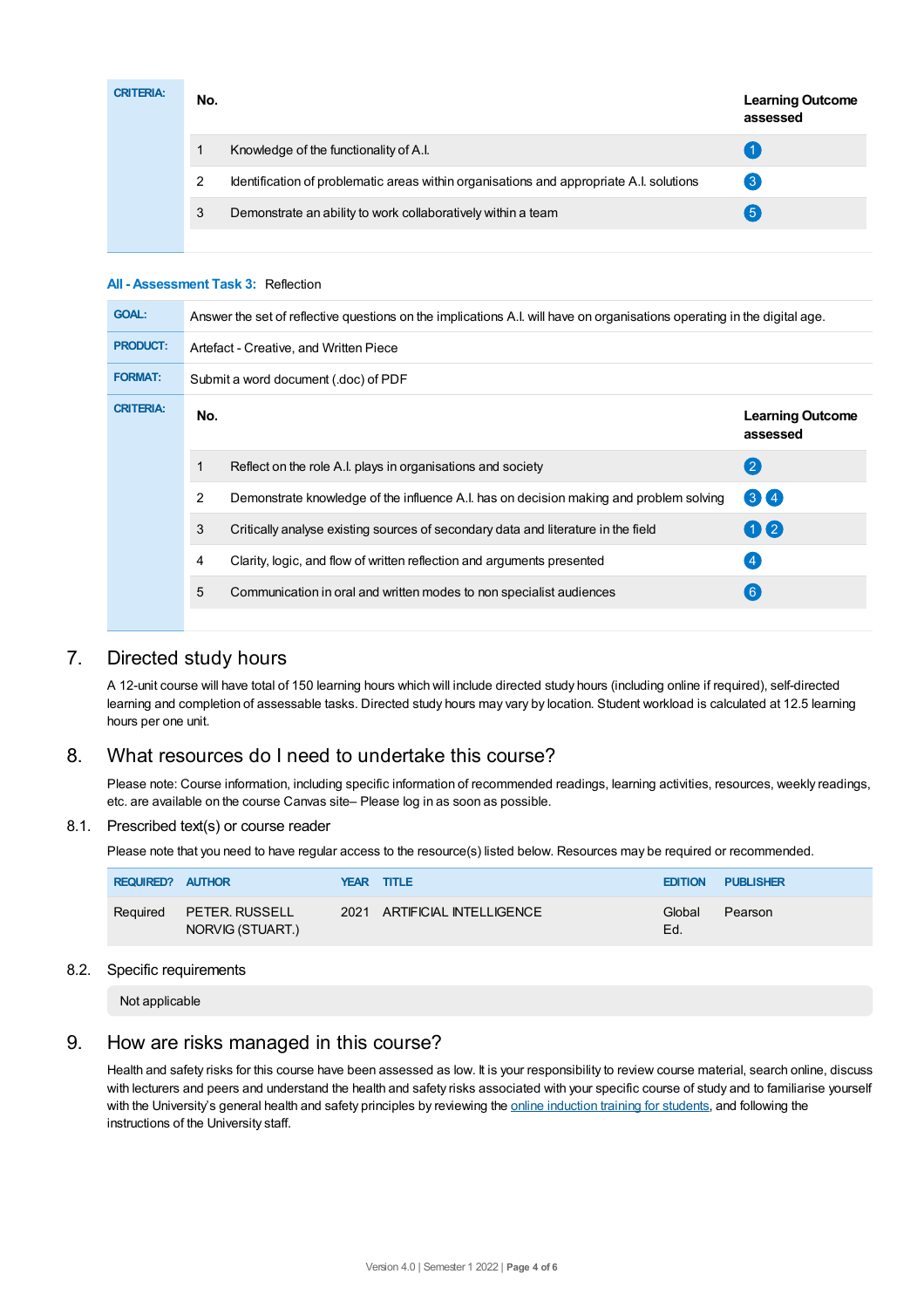| CRITERIA: | No. | | Learning Outcome assessed |
|---|---|---|---|
| | 1 | Knowledge of the functionality of A.I. | 1 |
| | 2 | Identification of problematic areas within organisations and appropriate A.I. solutions | 3 |
| | 3 | Demonstrate an ability to work collaboratively within a team | 5 |

**All - Assessment Task 3:** Reflection

| | |
|---|---|
| **GOAL:** | Answer the set of reflective questions on the implications A.I. will have on organisations operating in the digital age. |
| **PRODUCT:** | Artefact - Creative, and Written Piece |
| **FORMAT:** | Submit a word document (.doc) of PDF |

| CRITERIA: | No. | | Learning Outcome assessed |
|---|---|---|---|
| | 1 | Reflect on the role A.I. plays in organisations and society | 2 |
| | 2 | Demonstrate knowledge of the influence A.I. has on decision making and problem solving | 3 4 |
| | 3 | Critically analyse existing sources of secondary data and literature in the field | 1 2 |
| | 4 | Clarity, logic, and flow of written reflection and arguments presented | 4 |
| | 5 | Communication in oral and written modes to non specialist audiences | 6 |

## 7. Directed study hours

A 12-unit course will have total of 150 learning hours which will include directed study hours (including online if required), self-directed learning and completion of assessable tasks. Directed study hours may vary by location. Student workload is calculated at 12.5 learning hours per one unit.

## 8. What resources do I need to undertake this course?

Please note: Course information, including specific information of recommended readings, learning activities, resources, weekly readings, etc. are available on the course Canvas site– Please log in as soon as possible.

### 8.1. Prescribed text(s) or course reader

Please note that you need to have regular access to the resource(s) listed below. Resources may be required or recommended.

| REQUIRED? | AUTHOR | YEAR | TITLE | EDITION | PUBLISHER |
|---|---|---|---|---|---|
| Required | PETER. RUSSELL NORVIG (STUART.) | 2021 | ARTIFICIAL INTELLIGENCE | Global Ed. | Pearson |

### 8.2. Specific requirements

Not applicable

## 9. How are risks managed in this course?

Health and safety risks for this course have been assessed as low. It is your responsibility to review course material, search online, discuss with lecturers and peers and understand the health and safety risks associated with your specific course of study and to familiarise yourself with the University's general health and safety principles by reviewing the online induction training for students, and following the instructions of the University staff.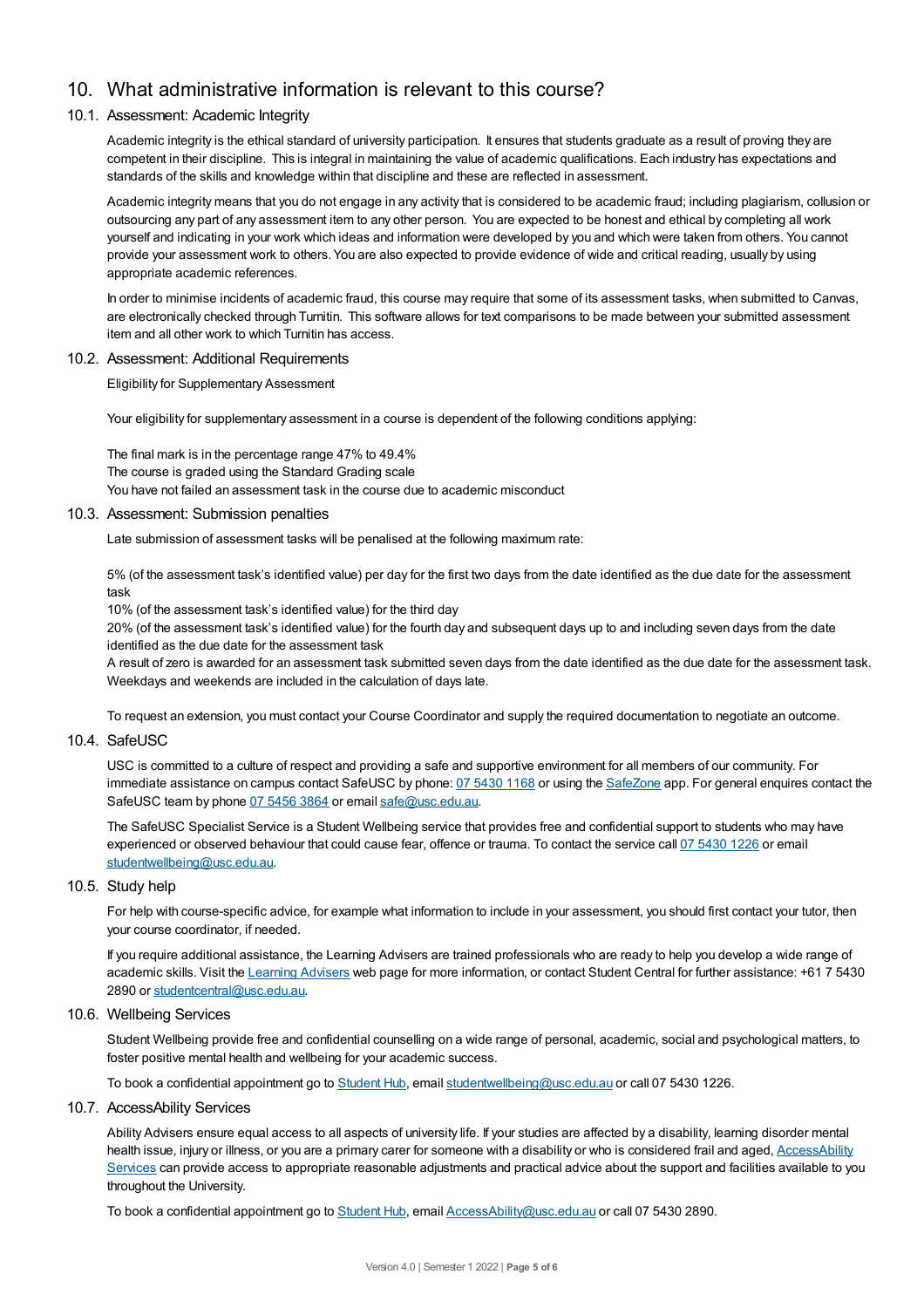## 10. What administrative information is relevant to this course?

### 10.1. Assessment: Academic Integrity

Academic integrity is the ethical standard of university participation. It ensures that students graduate as a result of proving they are competent in their discipline. This is integral in maintaining the value of academic qualifications. Each industry has expectations and standards of the skills and knowledge within that discipline and these are reflected in assessment.

Academic integrity means that you do not engage in any activity that is considered to be academic fraud; including plagiarism, collusion or outsourcing any part of any assessment item to any other person. You are expected to be honest and ethical by completing all work yourself and indicating in your work which ideas and information were developed by you and which were taken from others. You cannot provide your assessment work to others. You are also expected to provide evidence of wide and critical reading, usually by using appropriate academic references.

In order to minimise incidents of academic fraud, this course may require that some of its assessment tasks, when submitted to Canvas, are electronically checked through Turnitin. This software allows for text comparisons to be made between your submitted assessment item and all other work to which Turnitin has access.

### 10.2. Assessment: Additional Requirements

Eligibility for Supplementary Assessment

Your eligibility for supplementary assessment in a course is dependent of the following conditions applying:

The final mark is in the percentage range 47% to 49.4%
The course is graded using the Standard Grading scale
You have not failed an assessment task in the course due to academic misconduct

### 10.3. Assessment: Submission penalties

Late submission of assessment tasks will be penalised at the following maximum rate:

5% (of the assessment task's identified value) per day for the first two days from the date identified as the due date for the assessment task
10% (of the assessment task's identified value) for the third day
20% (of the assessment task's identified value) for the fourth day and subsequent days up to and including seven days from the date identified as the due date for the assessment task
A result of zero is awarded for an assessment task submitted seven days from the date identified as the due date for the assessment task. Weekdays and weekends are included in the calculation of days late.

To request an extension, you must contact your Course Coordinator and supply the required documentation to negotiate an outcome.

### 10.4. SafeUSC

USC is committed to a culture of respect and providing a safe and supportive environment for all members of our community. For immediate assistance on campus contact SafeUSC by phone: 07 5430 1168 or using the SafeZone app. For general enquires contact the SafeUSC team by phone 07 5456 3864 or email safe@usc.edu.au.

The SafeUSC Specialist Service is a Student Wellbeing service that provides free and confidential support to students who may have experienced or observed behaviour that could cause fear, offence or trauma. To contact the service call 07 5430 1226 or email studentwellbeing@usc.edu.au.

### 10.5. Study help

For help with course-specific advice, for example what information to include in your assessment, you should first contact your tutor, then your course coordinator, if needed.

If you require additional assistance, the Learning Advisers are trained professionals who are ready to help you develop a wide range of academic skills. Visit the Learning Advisers web page for more information, or contact Student Central for further assistance: +61 7 5430 2890 or studentcentral@usc.edu.au.

### 10.6. Wellbeing Services

Student Wellbeing provide free and confidential counselling on a wide range of personal, academic, social and psychological matters, to foster positive mental health and wellbeing for your academic success.

To book a confidential appointment go to Student Hub, email studentwellbeing@usc.edu.au or call 07 5430 1226.

### 10.7. AccessAbility Services

Ability Advisers ensure equal access to all aspects of university life. If your studies are affected by a disability, learning disorder mental health issue, injury or illness, or you are a primary carer for someone with a disability or who is considered frail and aged, AccessAbility Services can provide access to appropriate reasonable adjustments and practical advice about the support and facilities available to you throughout the University.

To book a confidential appointment go to Student Hub, email AccessAbility@usc.edu.au or call 07 5430 2890.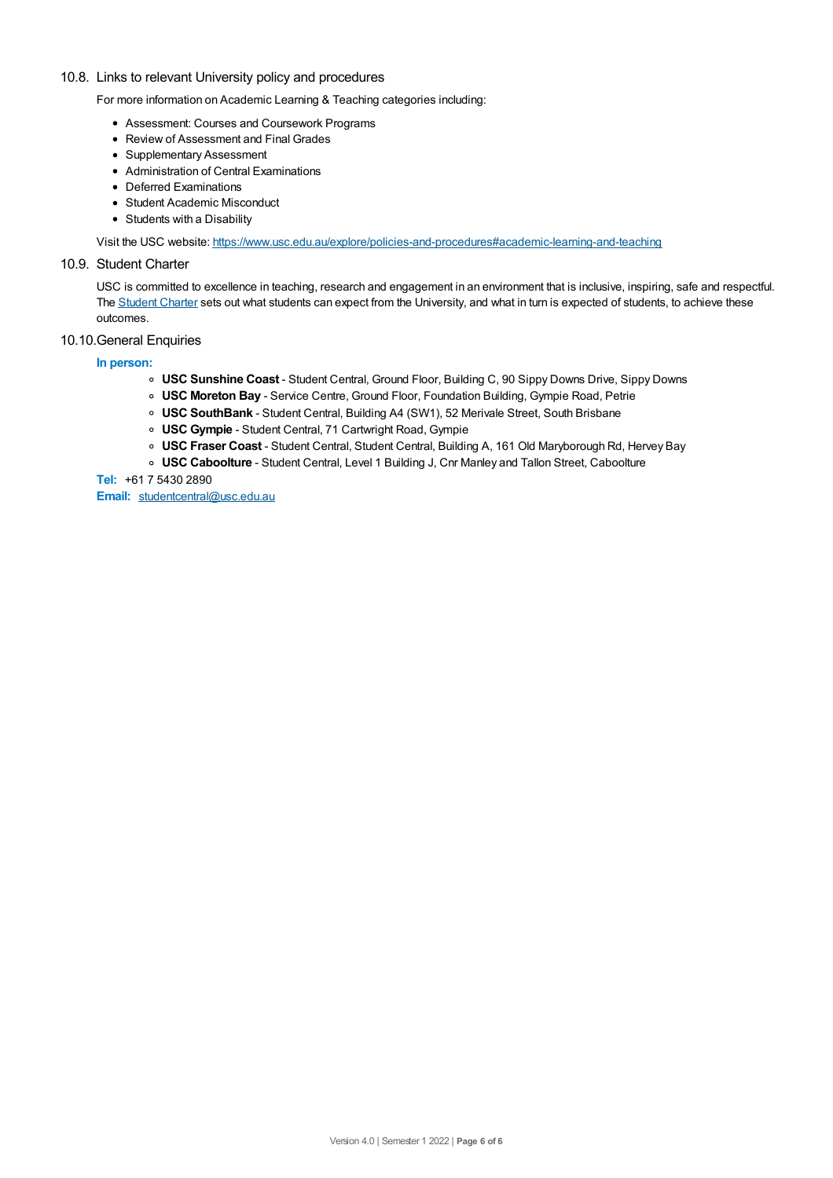### 10.8. Links to relevant University policy and procedures

For more information on Academic Learning & Teaching categories including:

- Assessment: Courses and Coursework Programs
- Review of Assessment and Final Grades
- Supplementary Assessment
- Administration of Central Examinations
- Deferred Examinations
- Student Academic Misconduct
- Students with a Disability

Visit the USC website: https://www.usc.edu.au/explore/policies-and-procedures#academic-learning-and-teaching

### 10.9. Student Charter

USC is committed to excellence in teaching, research and engagement in an environment that is inclusive, inspiring, safe and respectful. The Student Charter sets out what students can expect from the University, and what in turn is expected of students, to achieve these outcomes.

### 10.10. General Enquiries

**In person:**

- **USC Sunshine Coast** - Student Central, Ground Floor, Building C, 90 Sippy Downs Drive, Sippy Downs
- **USC Moreton Bay** - Service Centre, Ground Floor, Foundation Building, Gympie Road, Petrie
- **USC SouthBank** - Student Central, Building A4 (SW1), 52 Merivale Street, South Brisbane
- **USC Gympie** - Student Central, 71 Cartwright Road, Gympie
- **USC Fraser Coast** - Student Central, Student Central, Building A, 161 Old Maryborough Rd, Hervey Bay
- **USC Caboolture** - Student Central, Level 1 Building J, Cnr Manley and Tallon Street, Caboolture

**Tel:** +61 7 5430 2890

**Email:** studentcentral@usc.edu.au